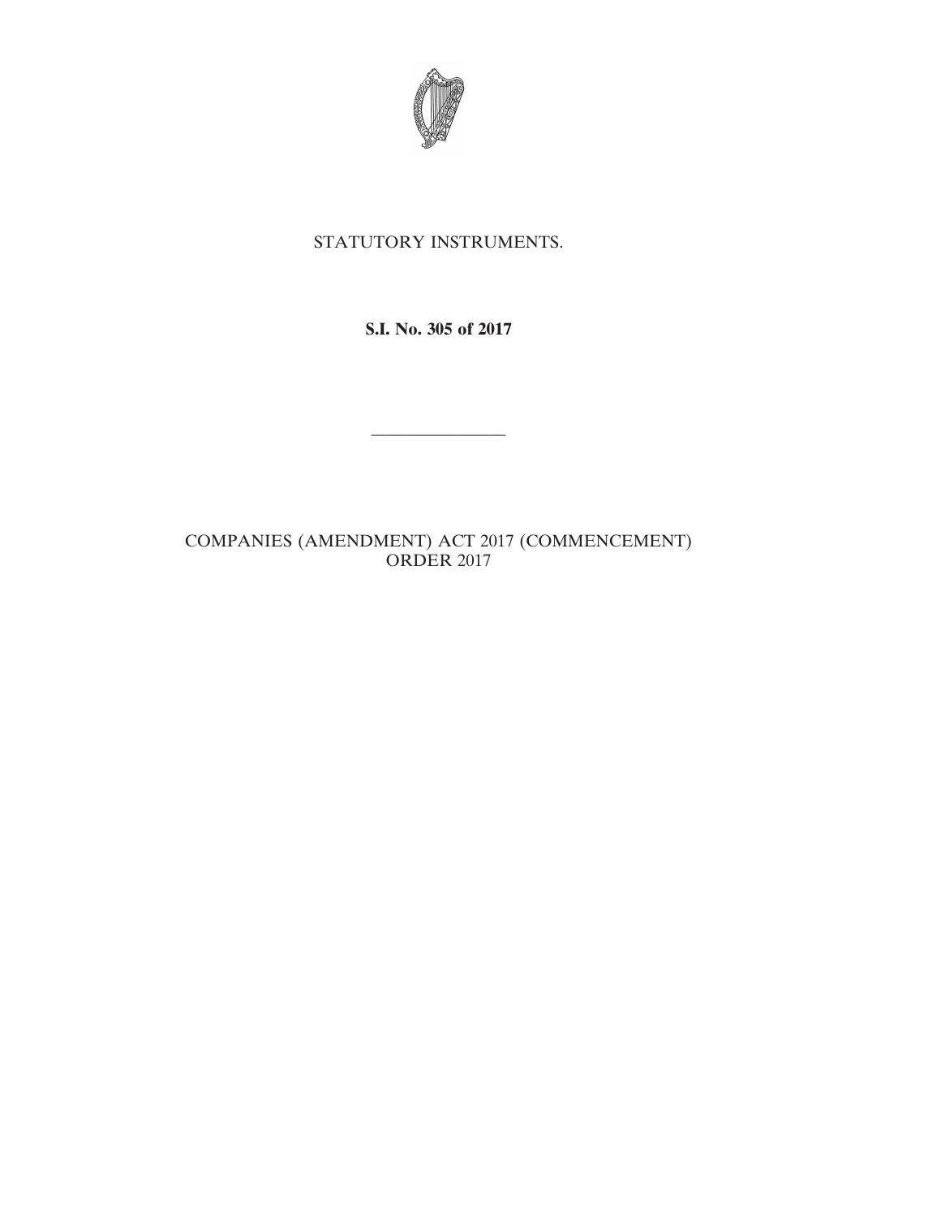STATUTORY INSTRUMENTS.

**S.I. No. 305 of 2017**

---

COMPANIES (AMENDMENT) ACT 2017 (COMMENCEMENT) ORDER 2017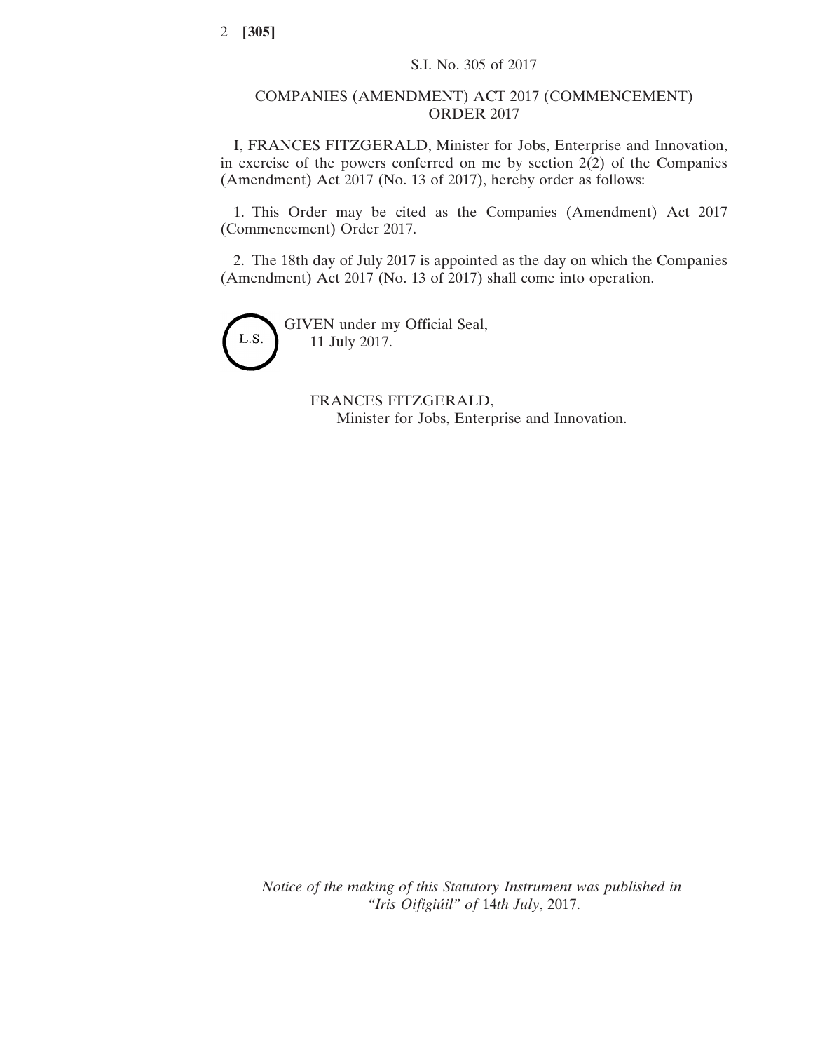S.I. No. 305 of 2017

## COMPANIES (AMENDMENT) ACT 2017 (COMMENCEMENT) ORDER 2017

I, FRANCES FITZGERALD, Minister for Jobs, Enterprise and Innovation, in exercise of the powers conferred on me by section 2(2) of the Companies (Amendment) Act 2017 (No. 13 of 2017), hereby order as follows:

1. This Order may be cited as the Companies (Amendment) Act 2017 (Commencement) Order 2017.

2. The 18th day of July 2017 is appointed as the day on which the Companies (Amendment) Act 2017 (No. 13 of 2017) shall come into operation.

L.S.

GIVEN under my Official Seal,
11 July 2017.

FRANCES FITZGERALD,
Minister for Jobs, Enterprise and Innovation.

*Notice of the making of this Statutory Instrument was published in "Iris Oifigiúil" of* 14*th July*, 2017.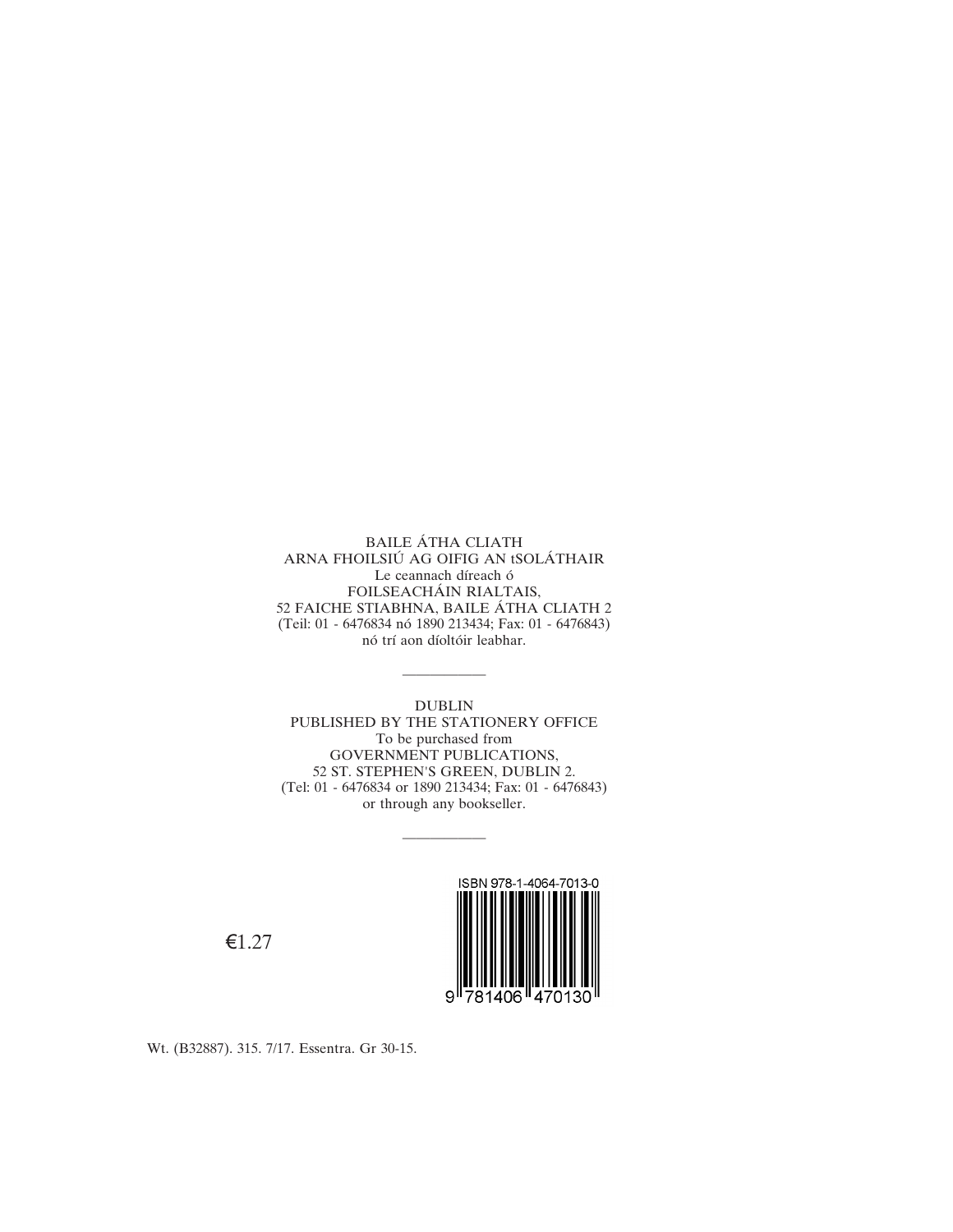BAILE ÁTHA CLIATH
ARNA FHOILSIÚ AG OIFIG AN tSOLÁTHAIR
Le ceannach díreach ó
FOILSEACHÁIN RIALTAIS,
52 FAICHE STIABHNA, BAILE ÁTHA CLIATH 2
(Teil: 01 - 6476834 nó 1890 213434; Fax: 01 - 6476843)
nó trí aon díoltóir leabhar.

---

DUBLIN
PUBLISHED BY THE STATIONERY OFFICE
To be purchased from
GOVERNMENT PUBLICATIONS,
52 ST. STEPHEN'S GREEN, DUBLIN 2.
(Tel: 01 - 6476834 or 1890 213434; Fax: 01 - 6476843)
or through any bookseller.

---

ISBN 978-1-4064-7013-0

9 781406 470130

€1.27

Wt. (B32887). 315. 7/17. Essentra. Gr 30-15.